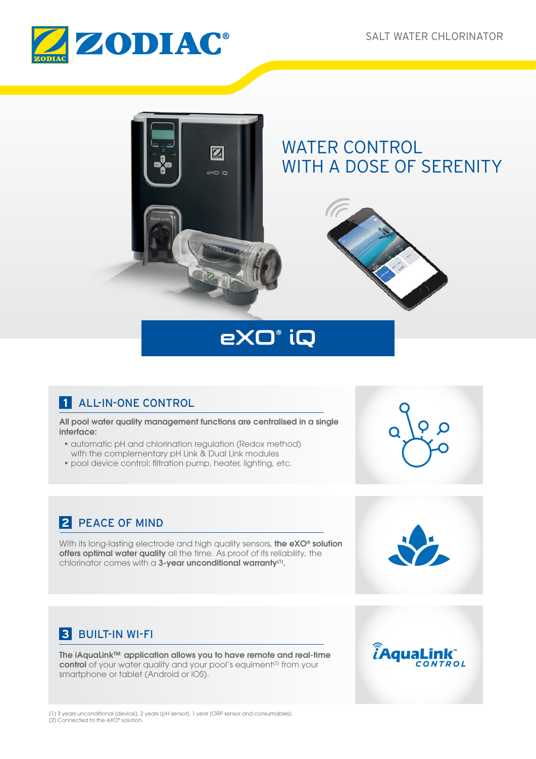ZODIAC®

SALT WATER CHLORINATOR

# WATER CONTROL WITH A DOSE OF SERENITY

## eXO® iQ

### 1 ALL-IN-ONE CONTROL

**All pool water quality management functions are centralised in a single interface:**

- automatic pH and chlorination regulation (Redox method) with the complementary pH Link & Dual Link modules
- pool device control: filtration pump, heater, lighting, etc.

### 2 PEACE OF MIND

With its long-lasting electrode and high quality sensors, **the eXO® solution offers optimal water quality** all the time. As proof of its reliability, the chlorinator comes with a **3-year unconditional warranty[1].**

### 3 BUILT-IN WI-FI

**The iAquaLink™ application allows you to have remote and real-time control** of your water quality and your pool's equipment[2] from your smartphone or tablet (Android or iOS).

iAquaLink™ CONTROL

(1) 3 years unconditional (device), 2 years (pH sensor), 1 year (ORP sensor and consumables).
(2) Connected to the eXO® solution.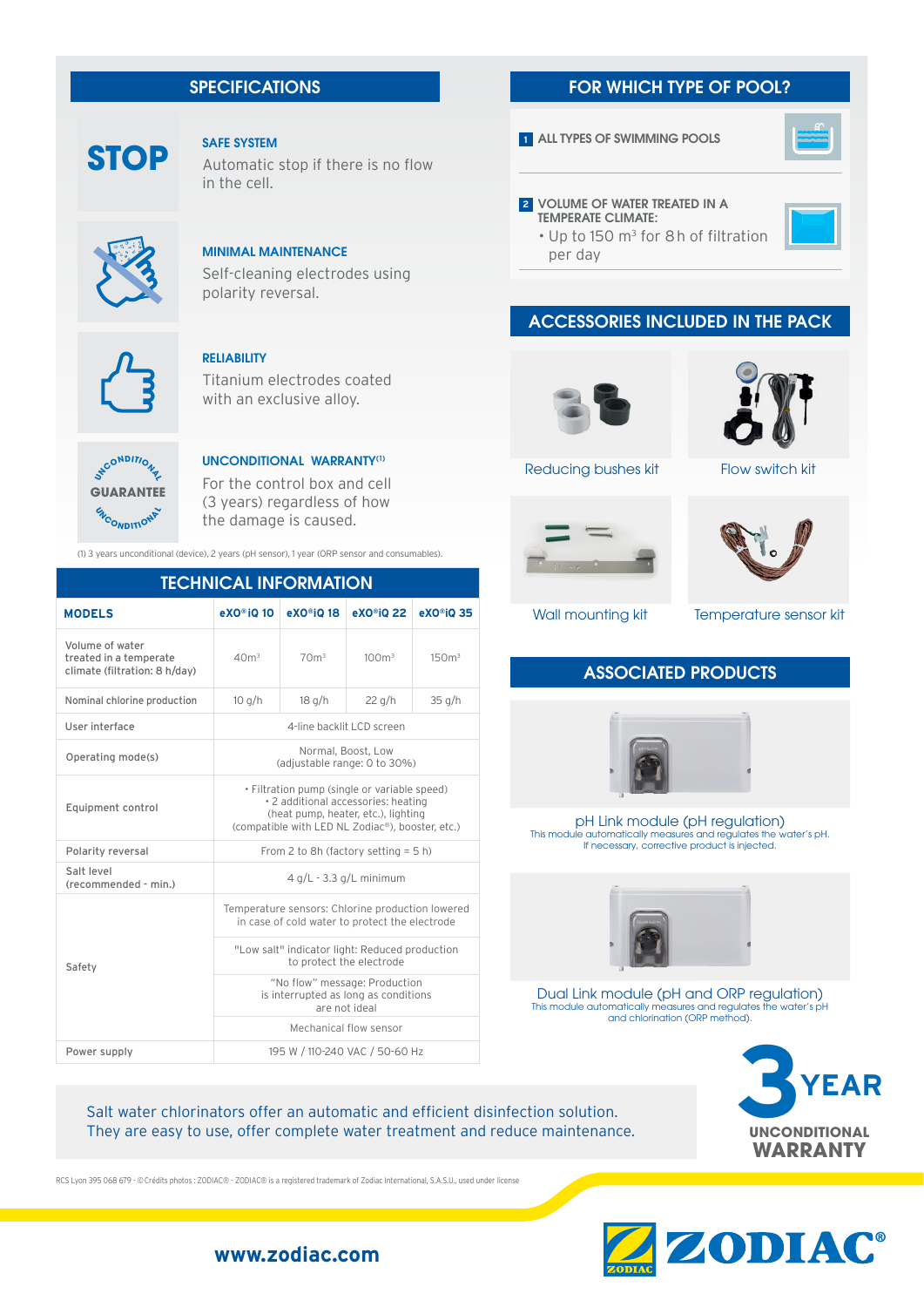## SPECIFICATIONS

**STOP**

### SAFE SYSTEM

Automatic stop if there is no flow in the cell.

### MINIMAL MAINTENANCE

Self-cleaning electrodes using polarity reversal.

### RELIABILITY

Titanium electrodes coated with an exclusive alloy.

UNCONDITIONAL GUARANTEE UNCONDITIONAL

### UNCONDITIONAL WARRANTY[1]

For the control box and cell (3 years) regardless of how the damage is caused.

(1) 3 years unconditional (device), 2 years (pH sensor), 1 year (ORP sensor and consumables).

## TECHNICAL INFORMATION

| MODELS | eXO®iQ 10 | eXO®iQ 18 | eXO®iQ 22 | eXO®iQ 35 |
|---|---|---|---|---|
| Volume of water treated in a temperate climate (filtration: 8 h/day) | 40m³ | 70m³ | 100m³ | 150m³ |
| Nominal chlorine production | 10 g/h | 18 g/h | 22 g/h | 35 g/h |
| User interface | 4-line backlit LCD screen | | | |
| Operating mode(s) | Normal, Boost, Low (adjustable range: 0 to 30%) | | | |
| Equipment control | • Filtration pump (single or variable speed) • 2 additional accessories: heating (heat pump, heater, etc.), lighting (compatible with LED NL Zodiac®), booster, etc.) | | | |
| Polarity reversal | From 2 to 8h (factory setting = 5 h) | | | |
| Salt level (recommended - min.) | 4 g/L - 3.3 g/L minimum | | | |
| Safety | Temperature sensors: Chlorine production lowered in case of cold water to protect the electrode | | | |
| | "Low salt" indicator light: Reduced production to protect the electrode | | | |
| | "No flow" message: Production is interrupted as long as conditions are not ideal | | | |
| | Mechanical flow sensor | | | |
| Power supply | 195 W / 110-240 VAC / 50-60 Hz | | | |

## FOR WHICH TYPE OF POOL?

1. ALL TYPES OF SWIMMING POOLS
2. VOLUME OF WATER TREATED IN A TEMPERATE CLIMATE:
   - Up to 150 m³ for 8 h of filtration per day

## ACCESSORIES INCLUDED IN THE PACK

- Reducing bushes kit
- Flow switch kit
- Wall mounting kit
- Temperature sensor kit

## ASSOCIATED PRODUCTS

**pH Link module (pH regulation)**
This module automatically measures and regulates the water's pH. If necessary, corrective product is injected.

**Dual Link module (pH and ORP regulation)**
This module automatically measures and regulates the water's pH and chlorination (ORP method).

Salt water chlorinators offer an automatic and efficient disinfection solution. They are easy to use, offer complete water treatment and reduce maintenance.

3 YEAR UNCONDITIONAL WARRANTY

RCS Lyon 395 068 679 - ©Crédits photos : ZODIAC® - ZODIAC® is a registered trademark of Zodiac International, S.A.S.U., used under license

www.zodiac.com

ZODIAC®